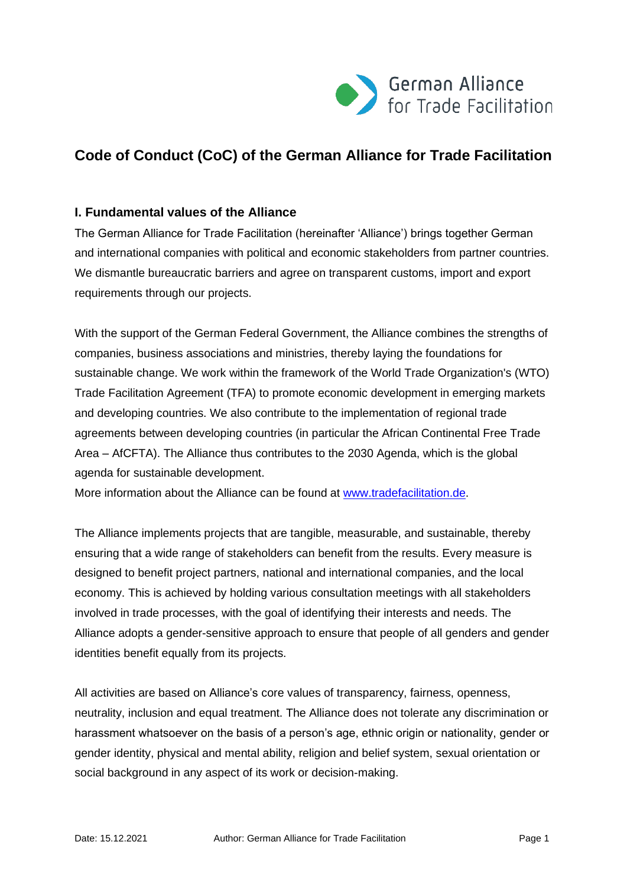# Code of Conduct (CoC) of the German Alliance for Trade Facilitation

## I. Fundamental values of the Alliance

The German Alliance for Trade Facilitation (hereinafter 'Alliance') brings together German and international companies with political and economic stakeholders from partner countries. We dismantle bureaucratic barriers and agree on transparent customs, import and export requirements through our projects.

With the support of the German Federal Government, the Alliance combines the strengths of companies, business associations and ministries, thereby laying the foundations for sustainable change. We work within the framework of the World Trade Organization's (WTO) Trade Facilitation Agreement (TFA) to promote economic development in emerging markets and developing countries. We also contribute to the implementation of regional trade agreements between developing countries (in particular the African Continental Free Trade Area – AfCFTA). The Alliance thus contributes to the 2030 Agenda, which is the global agenda for sustainable development.
More information about the Alliance can be found at [www.tradefacilitation.de](http://www.tradefacilitation.de).

The Alliance implements projects that are tangible, measurable, and sustainable, thereby ensuring that a wide range of stakeholders can benefit from the results. Every measure is designed to benefit project partners, national and international companies, and the local economy. This is achieved by holding various consultation meetings with all stakeholders involved in trade processes, with the goal of identifying their interests and needs. The Alliance adopts a gender-sensitive approach to ensure that people of all genders and gender identities benefit equally from its projects.

All activities are based on Alliance's core values of transparency, fairness, openness, neutrality, inclusion and equal treatment. The Alliance does not tolerate any discrimination or harassment whatsoever on the basis of a person's age, ethnic origin or nationality, gender or gender identity, physical and mental ability, religion and belief system, sexual orientation or social background in any aspect of its work or decision-making.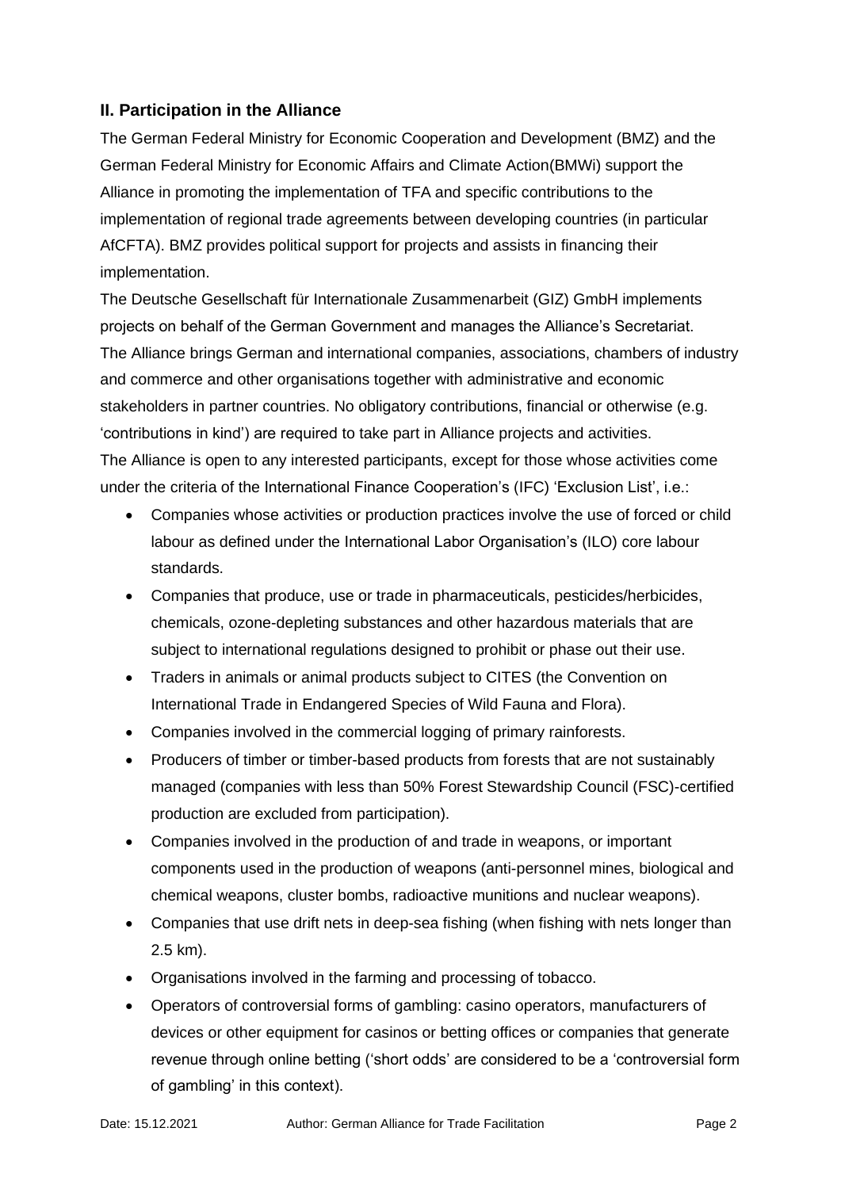## II. Participation in the Alliance

The German Federal Ministry for Economic Cooperation and Development (BMZ) and the German Federal Ministry for Economic Affairs and Climate Action(BMWi) support the Alliance in promoting the implementation of TFA and specific contributions to the implementation of regional trade agreements between developing countries (in particular AfCFTA). BMZ provides political support for projects and assists in financing their implementation.

The Deutsche Gesellschaft für Internationale Zusammenarbeit (GIZ) GmbH implements projects on behalf of the German Government and manages the Alliance's Secretariat.

The Alliance brings German and international companies, associations, chambers of industry and commerce and other organisations together with administrative and economic stakeholders in partner countries. No obligatory contributions, financial or otherwise (e.g. 'contributions in kind') are required to take part in Alliance projects and activities.

The Alliance is open to any interested participants, except for those whose activities come under the criteria of the International Finance Cooperation's (IFC) 'Exclusion List', i.e.:

- Companies whose activities or production practices involve the use of forced or child labour as defined under the International Labor Organisation's (ILO) core labour standards.
- Companies that produce, use or trade in pharmaceuticals, pesticides/herbicides, chemicals, ozone-depleting substances and other hazardous materials that are subject to international regulations designed to prohibit or phase out their use.
- Traders in animals or animal products subject to CITES (the Convention on International Trade in Endangered Species of Wild Fauna and Flora).
- Companies involved in the commercial logging of primary rainforests.
- Producers of timber or timber-based products from forests that are not sustainably managed (companies with less than 50% Forest Stewardship Council (FSC)-certified production are excluded from participation).
- Companies involved in the production of and trade in weapons, or important components used in the production of weapons (anti-personnel mines, biological and chemical weapons, cluster bombs, radioactive munitions and nuclear weapons).
- Companies that use drift nets in deep-sea fishing (when fishing with nets longer than 2.5 km).
- Organisations involved in the farming and processing of tobacco.
- Operators of controversial forms of gambling: casino operators, manufacturers of devices or other equipment for casinos or betting offices or companies that generate revenue through online betting ('short odds' are considered to be a 'controversial form of gambling' in this context).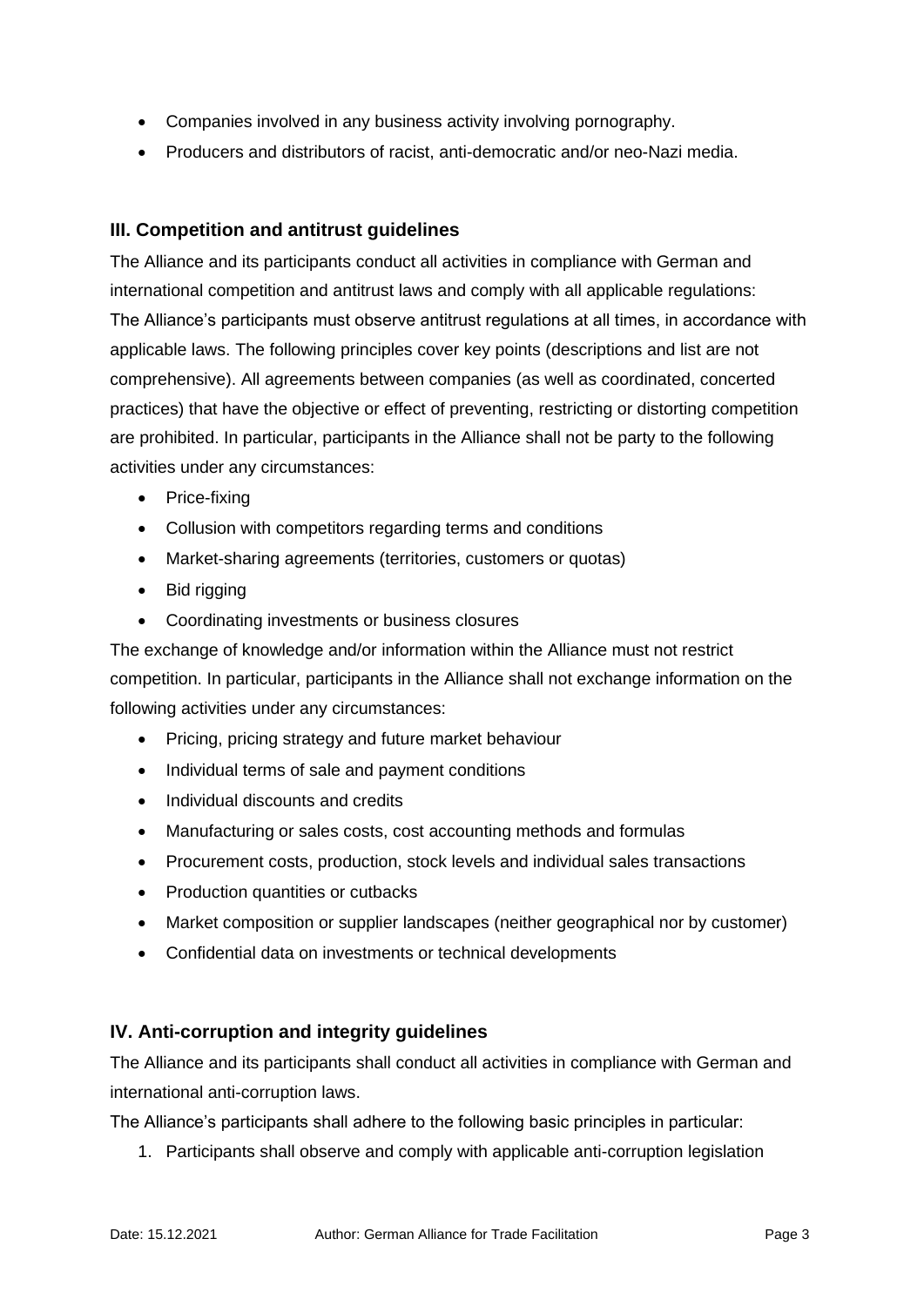- Companies involved in any business activity involving pornography.
- Producers and distributors of racist, anti-democratic and/or neo-Nazi media.

## III. Competition and antitrust guidelines

The Alliance and its participants conduct all activities in compliance with German and international competition and antitrust laws and comply with all applicable regulations: The Alliance's participants must observe antitrust regulations at all times, in accordance with applicable laws. The following principles cover key points (descriptions and list are not comprehensive). All agreements between companies (as well as coordinated, concerted practices) that have the objective or effect of preventing, restricting or distorting competition are prohibited. In particular, participants in the Alliance shall not be party to the following activities under any circumstances:

- Price-fixing
- Collusion with competitors regarding terms and conditions
- Market-sharing agreements (territories, customers or quotas)
- Bid rigging
- Coordinating investments or business closures

The exchange of knowledge and/or information within the Alliance must not restrict competition. In particular, participants in the Alliance shall not exchange information on the following activities under any circumstances:

- Pricing, pricing strategy and future market behaviour
- Individual terms of sale and payment conditions
- Individual discounts and credits
- Manufacturing or sales costs, cost accounting methods and formulas
- Procurement costs, production, stock levels and individual sales transactions
- Production quantities or cutbacks
- Market composition or supplier landscapes (neither geographical nor by customer)
- Confidential data on investments or technical developments

## IV. Anti-corruption and integrity guidelines

The Alliance and its participants shall conduct all activities in compliance with German and international anti-corruption laws.

The Alliance's participants shall adhere to the following basic principles in particular:

1. Participants shall observe and comply with applicable anti-corruption legislation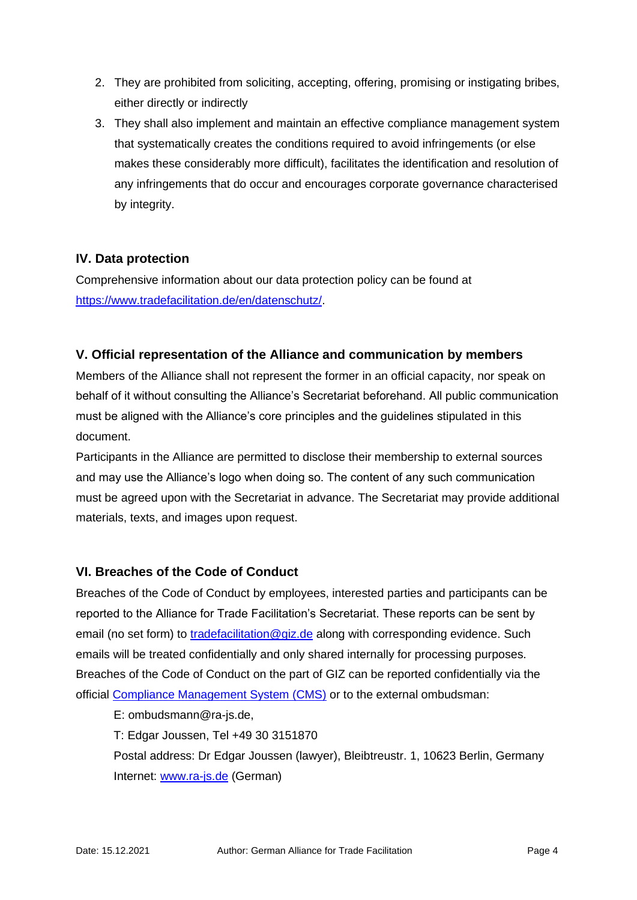2. They are prohibited from soliciting, accepting, offering, promising or instigating bribes, either directly or indirectly
3. They shall also implement and maintain an effective compliance management system that systematically creates the conditions required to avoid infringements (or else makes these considerably more difficult), facilitates the identification and resolution of any infringements that do occur and encourages corporate governance characterised by integrity.

## IV. Data protection

Comprehensive information about our data protection policy can be found at [https://www.tradefacilitation.de/en/datenschutz/](https://www.tradefacilitation.de/en/datenschutz/).

## V. Official representation of the Alliance and communication by members

Members of the Alliance shall not represent the former in an official capacity, nor speak on behalf of it without consulting the Alliance's Secretariat beforehand. All public communication must be aligned with the Alliance's core principles and the guidelines stipulated in this document.

Participants in the Alliance are permitted to disclose their membership to external sources and may use the Alliance's logo when doing so. The content of any such communication must be agreed upon with the Secretariat in advance. The Secretariat may provide additional materials, texts, and images upon request.

## VI. Breaches of the Code of Conduct

Breaches of the Code of Conduct by employees, interested parties and participants can be reported to the Alliance for Trade Facilitation's Secretariat. These reports can be sent by email (no set form) to [tradefacilitation@giz.de](mailto:tradefacilitation@giz.de) along with corresponding evidence. Such emails will be treated confidentially and only shared internally for processing purposes. Breaches of the Code of Conduct on the part of GIZ can be reported confidentially via the official [Compliance Management System (CMS)]() or to the external ombudsman:

E: ombudsmann@ra-js.de,

T: Edgar Joussen, Tel +49 30 3151870

Postal address: Dr Edgar Joussen (lawyer), Bleibtreustr. 1, 10623 Berlin, Germany

Internet: [www.ra-js.de](http://www.ra-js.de) (German)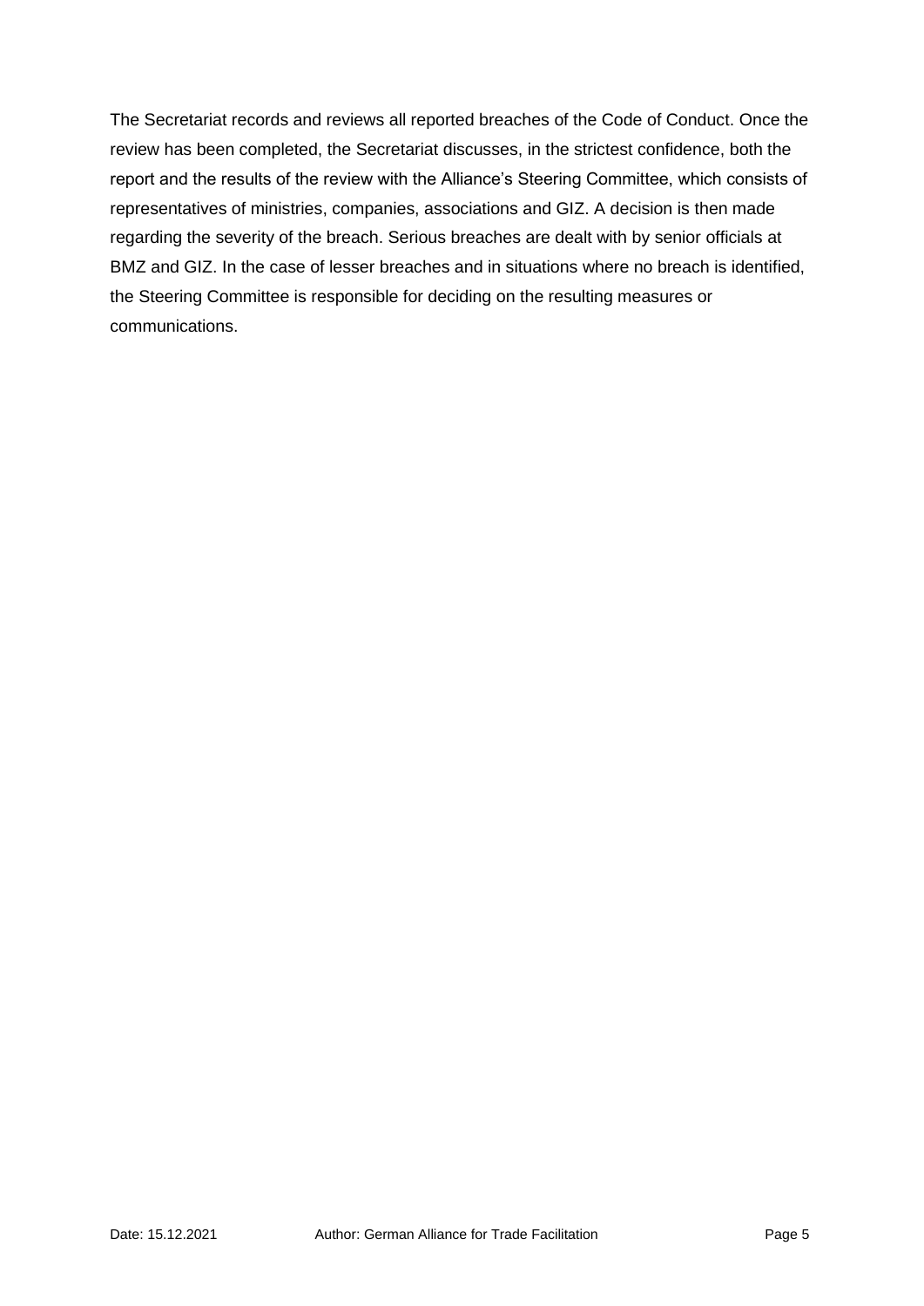The Secretariat records and reviews all reported breaches of the Code of Conduct. Once the review has been completed, the Secretariat discusses, in the strictest confidence, both the report and the results of the review with the Alliance's Steering Committee, which consists of representatives of ministries, companies, associations and GIZ. A decision is then made regarding the severity of the breach. Serious breaches are dealt with by senior officials at BMZ and GIZ. In the case of lesser breaches and in situations where no breach is identified, the Steering Committee is responsible for deciding on the resulting measures or communications.